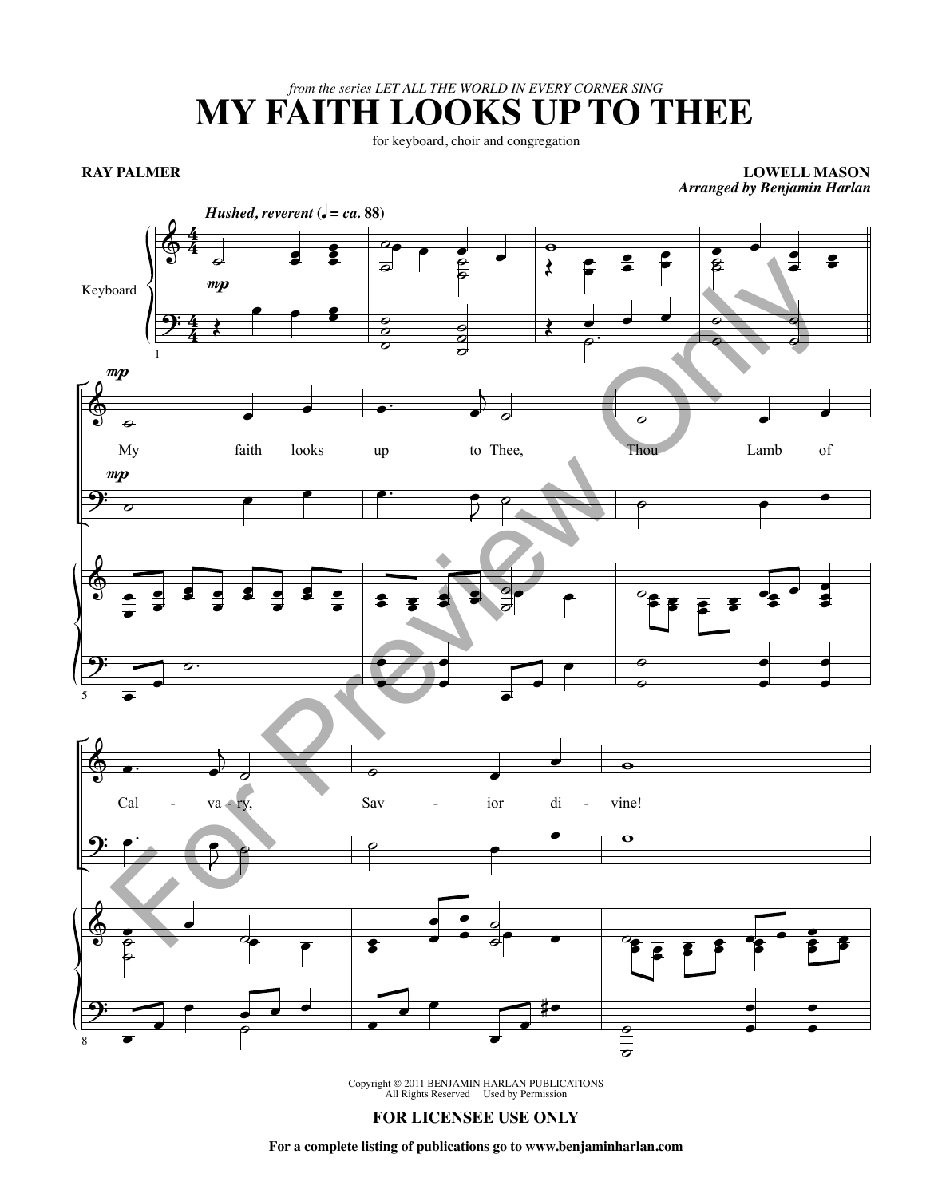*from the series LET ALL THE WORLD IN EVERY CORNER SING*

# MY FAITH LOOKS UP TO THEE

for keyboard, choir and congregation

**RAY PALMER**

**LOWELL MASON**
***Arranged by Benjamin Harlan***

***Hushed, reverent*** **(♩ = ca. 88)**

Keyboard

*mp*

My faith looks up to Thee, Thou Lamb of Cal - va - ry, Sav - ior di - vine!

Copyright © 2011 BENJAMIN HARLAN PUBLICATIONS
All Rights Reserved Used by Permission

**FOR LICENSEE USE ONLY**

**For a complete listing of publications go to www.benjaminharlan.com**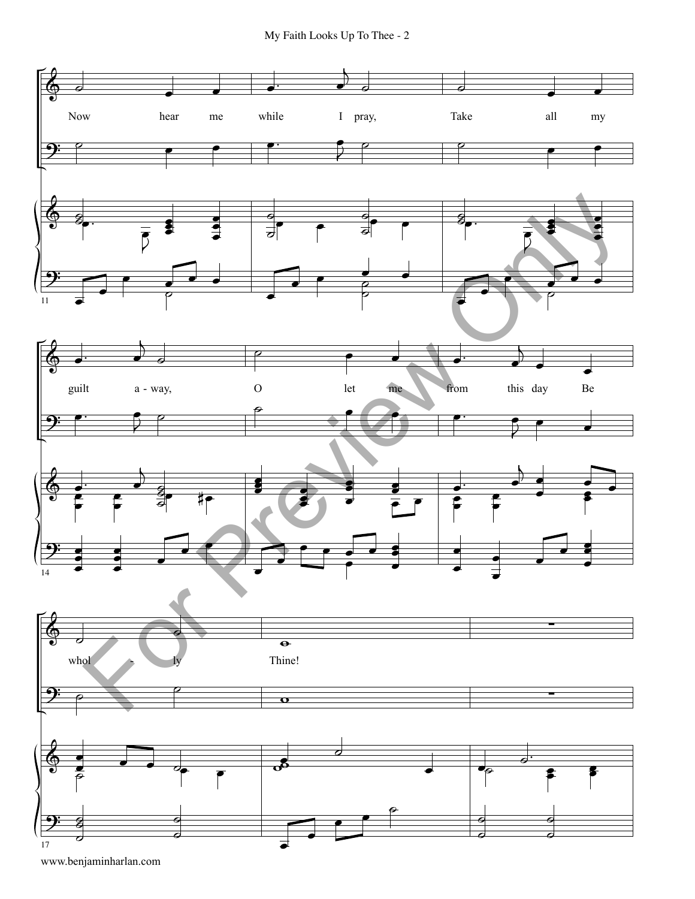Now hear me while I pray, Take all my guilt a - way, O let me from this day Be whol - ly Thine!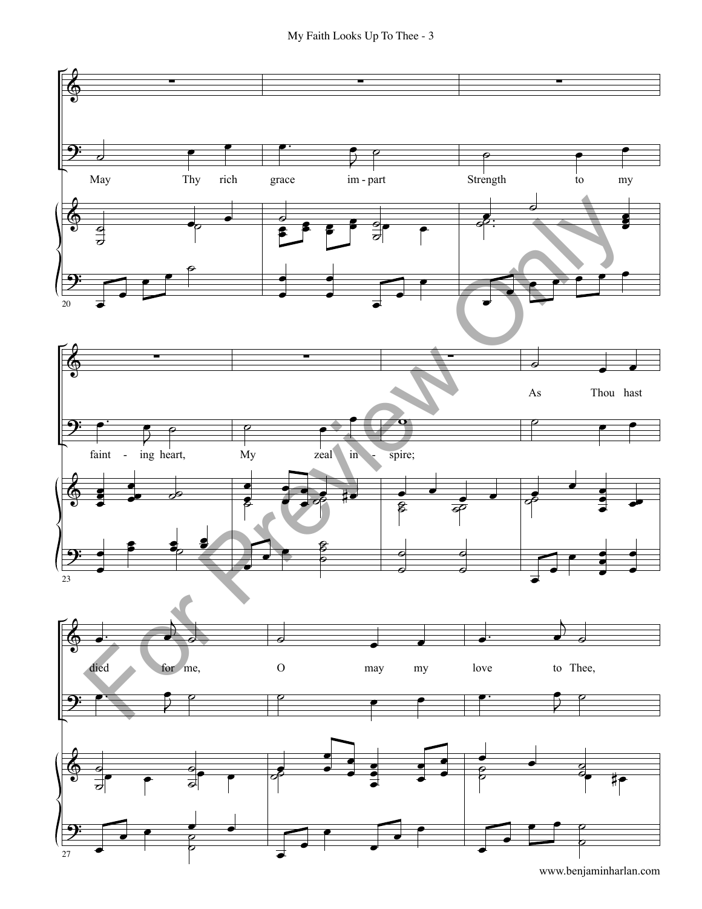May Thy rich grace im - part Strength to my

faint - ing heart, My zeal in - spire;

As Thou hast

died for me, O may my love to Thee,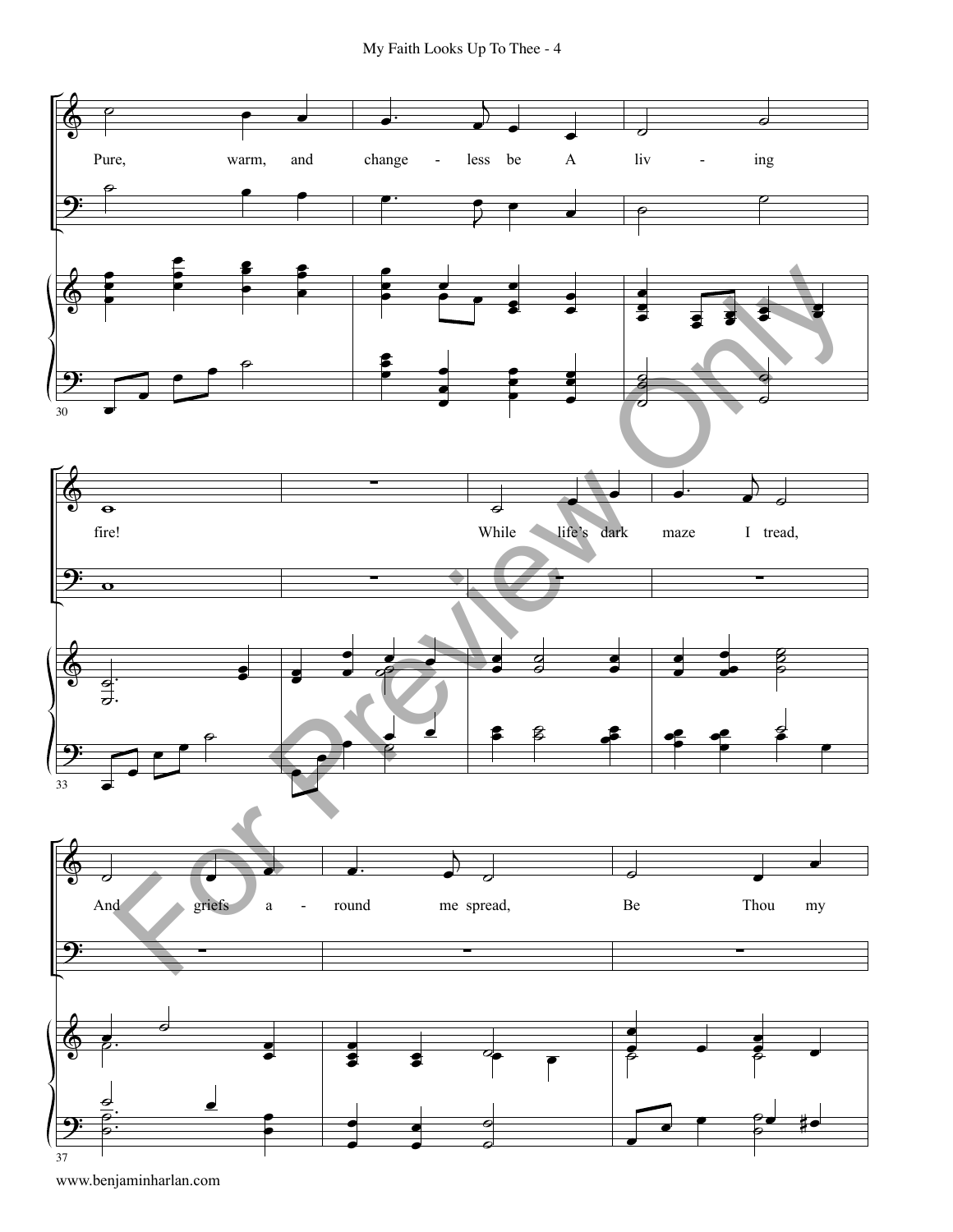Pure, warm, and change - less be A liv - ing

fire!

While life's dark maze I tread,

And griefs a - round me spread,

Be Thou my

30

33

37

www.benjaminharlan.com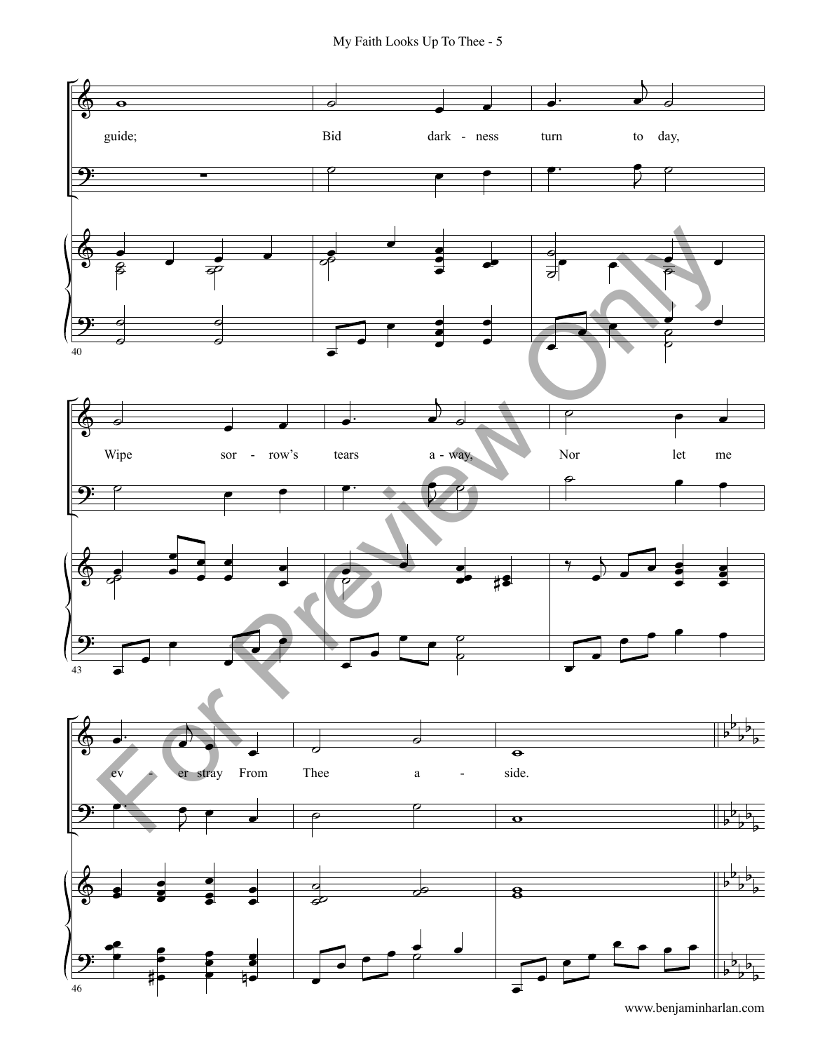guide; Bid dark - ness turn to day,

Wipe sor - row's tears a - way, Nor let me

ev - er stray From Thee a - side.

www.benjaminharlan.com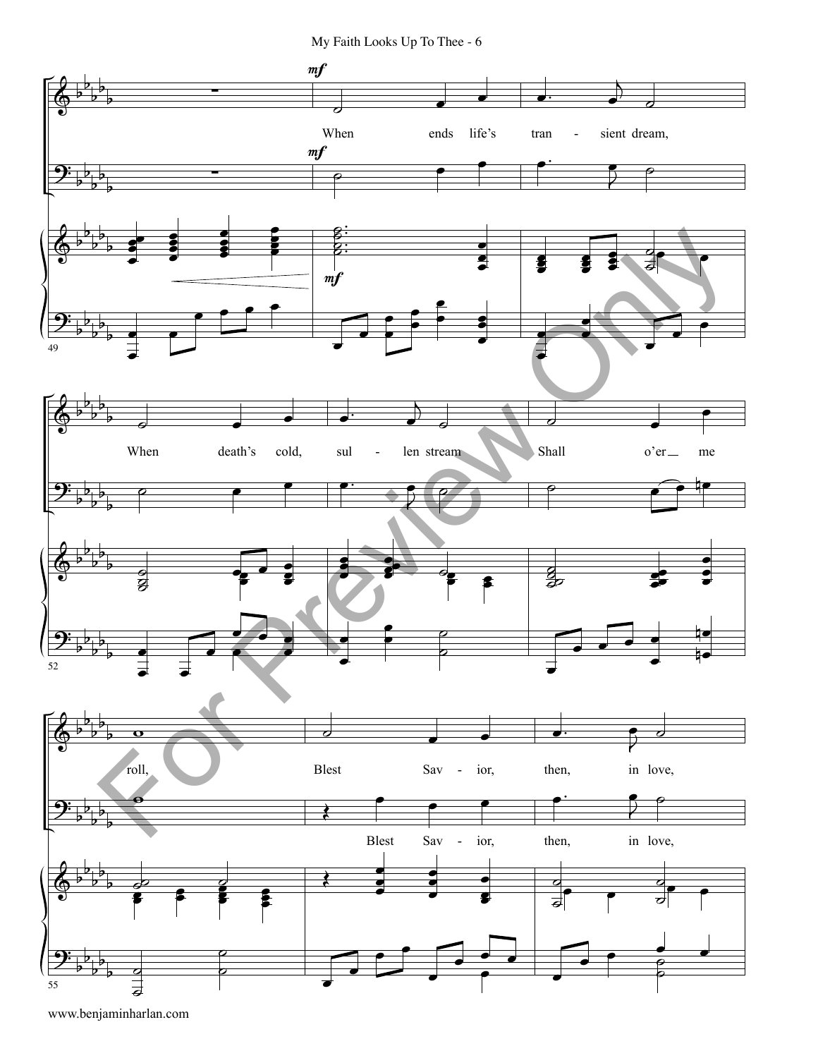When ends life's tran - sient dream,

When death's cold, sul - len stream Shall o'er me roll,

Blest Sav - ior, then, in love,

Blest Sav - ior, then, in love,

www.benjaminharlan.com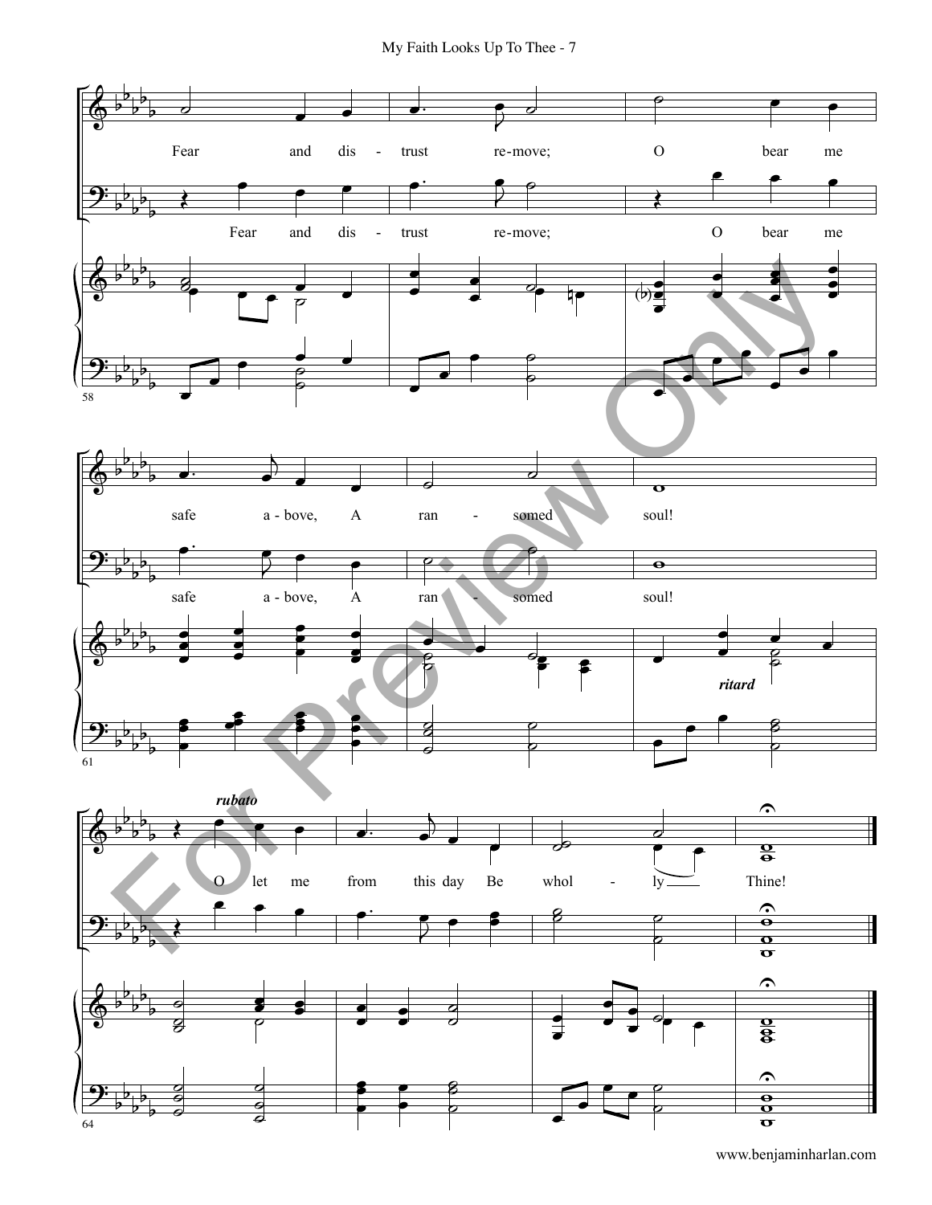Fear and dis - trust re-move; O bear me

Fear and dis - trust re-move; O bear me

58

safe a - bove, A ran - somed soul!

safe a - bove, A ran - somed soul!

*ritard*

61

*rubato*

O let me from this day Be whol - ly Thine!

64

www.benjaminharlan.com